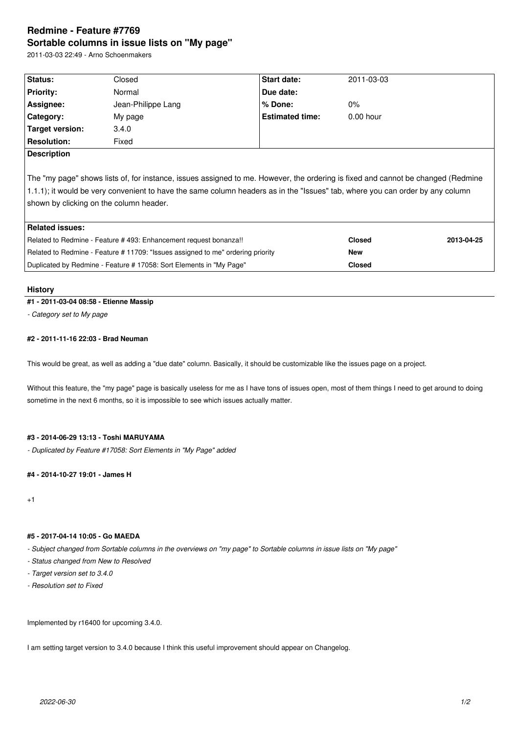# Redmine - Feature #7769

## Sortable columns in issue lists on "My page"

2011-03-03 22:49 - Arno Schoenmakers

| Status: | Closed | Start date: | 2011-03-03 |
|---|---|---|---|
| Priority: | Normal | Due date: | |
| Assignee: | Jean-Philippe Lang | % Done: | 0% |
| Category: | My page | Estimated time: | 0.00 hour |
| Target version: | 3.4.0 | | |
| Resolution: | Fixed | | |

**Description**

The "my page" shows lists of, for instance, issues assigned to me. However, the ordering is fixed and cannot be changed (Redmine 1.1.1); it would be very convenient to have the same column headers as in the "Issues" tab, where you can order by any column shown by clicking on the column header.

**Related issues:**

| Related issue | Status | Date |
|---|---|---|
| Related to Redmine - Feature # 493: Enhancement request bonanza!! | **Closed** | **2013-04-25** |
| Related to Redmine - Feature # 11709: "Issues assigned to me" ordering priority | **New** | |
| Duplicated by Redmine - Feature # 17058: Sort Elements in "My Page" | **Closed** | |

### History

#### #1 - 2011-03-04 08:58 - Etienne Massip

*- Category set to My page*

#### #2 - 2011-11-16 22:03 - Brad Neuman

This would be great, as well as adding a "due date" column. Basically, it should be customizable like the issues page on a project.

Without this feature, the "my page" page is basically useless for me as I have tons of issues open, most of them things I need to get around to doing sometime in the next 6 months, so it is impossible to see which issues actually matter.

#### #3 - 2014-06-29 13:13 - Toshi MARUYAMA

*- Duplicated by Feature #17058: Sort Elements in "My Page" added*

#### #4 - 2014-10-27 19:01 - James H

+1

#### #5 - 2017-04-14 10:05 - Go MAEDA

*- Subject changed from Sortable columns in the overviews on "my page" to Sortable columns in issue lists on "My page"*

*- Status changed from New to Resolved*

*- Target version set to 3.4.0*

*- Resolution set to Fixed*

Implemented by r16400 for upcoming 3.4.0.

I am setting target version to 3.4.0 because I think this useful improvement should appear on Changelog.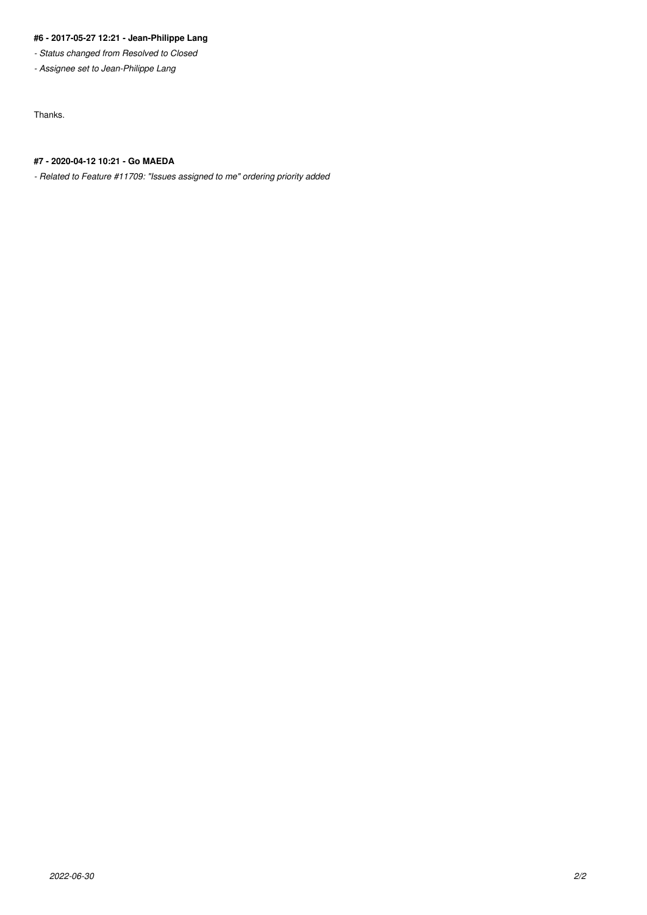**#6 - 2017-05-27 12:21 - Jean-Philippe Lang**

*- Status changed from Resolved to Closed*

*- Assignee set to Jean-Philippe Lang*

Thanks.

**#7 - 2020-04-12 10:21 - Go MAEDA**

*- Related to Feature #11709: "Issues assigned to me" ordering priority added*